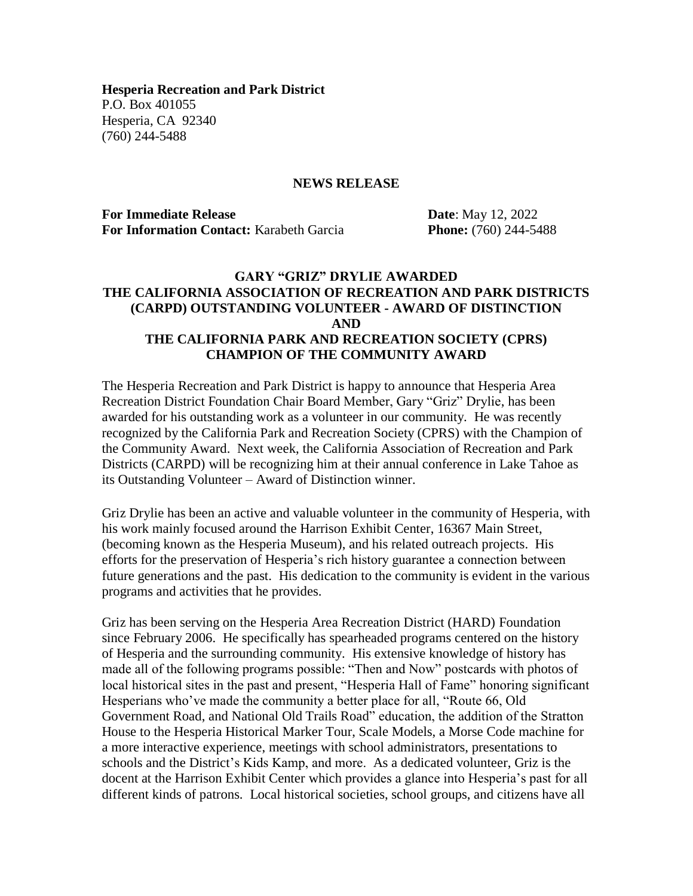**Hesperia Recreation and Park District**
P.O. Box 401055
Hesperia, CA 92340
(760) 244-5488

**NEWS RELEASE**

**For Immediate Release** **Date**: May 12, 2022
**For Information Contact:** Karabeth Garcia **Phone:** (760) 244-5488

# GARY "GRIZ" DRYLIE AWARDED THE CALIFORNIA ASSOCIATION OF RECREATION AND PARK DISTRICTS (CARPD) OUTSTANDING VOLUNTEER - AWARD OF DISTINCTION AND THE CALIFORNIA PARK AND RECREATION SOCIETY (CPRS) CHAMPION OF THE COMMUNITY AWARD

The Hesperia Recreation and Park District is happy to announce that Hesperia Area Recreation District Foundation Chair Board Member, Gary "Griz" Drylie, has been awarded for his outstanding work as a volunteer in our community. He was recently recognized by the California Park and Recreation Society (CPRS) with the Champion of the Community Award. Next week, the California Association of Recreation and Park Districts (CARPD) will be recognizing him at their annual conference in Lake Tahoe as its Outstanding Volunteer – Award of Distinction winner.

Griz Drylie has been an active and valuable volunteer in the community of Hesperia, with his work mainly focused around the Harrison Exhibit Center, 16367 Main Street, (becoming known as the Hesperia Museum), and his related outreach projects. His efforts for the preservation of Hesperia's rich history guarantee a connection between future generations and the past. His dedication to the community is evident in the various programs and activities that he provides.

Griz has been serving on the Hesperia Area Recreation District (HARD) Foundation since February 2006. He specifically has spearheaded programs centered on the history of Hesperia and the surrounding community. His extensive knowledge of history has made all of the following programs possible: "Then and Now" postcards with photos of local historical sites in the past and present, "Hesperia Hall of Fame" honoring significant Hesperians who've made the community a better place for all, "Route 66, Old Government Road, and National Old Trails Road" education, the addition of the Stratton House to the Hesperia Historical Marker Tour, Scale Models, a Morse Code machine for a more interactive experience, meetings with school administrators, presentations to schools and the District's Kids Kamp, and more. As a dedicated volunteer, Griz is the docent at the Harrison Exhibit Center which provides a glance into Hesperia's past for all different kinds of patrons. Local historical societies, school groups, and citizens have all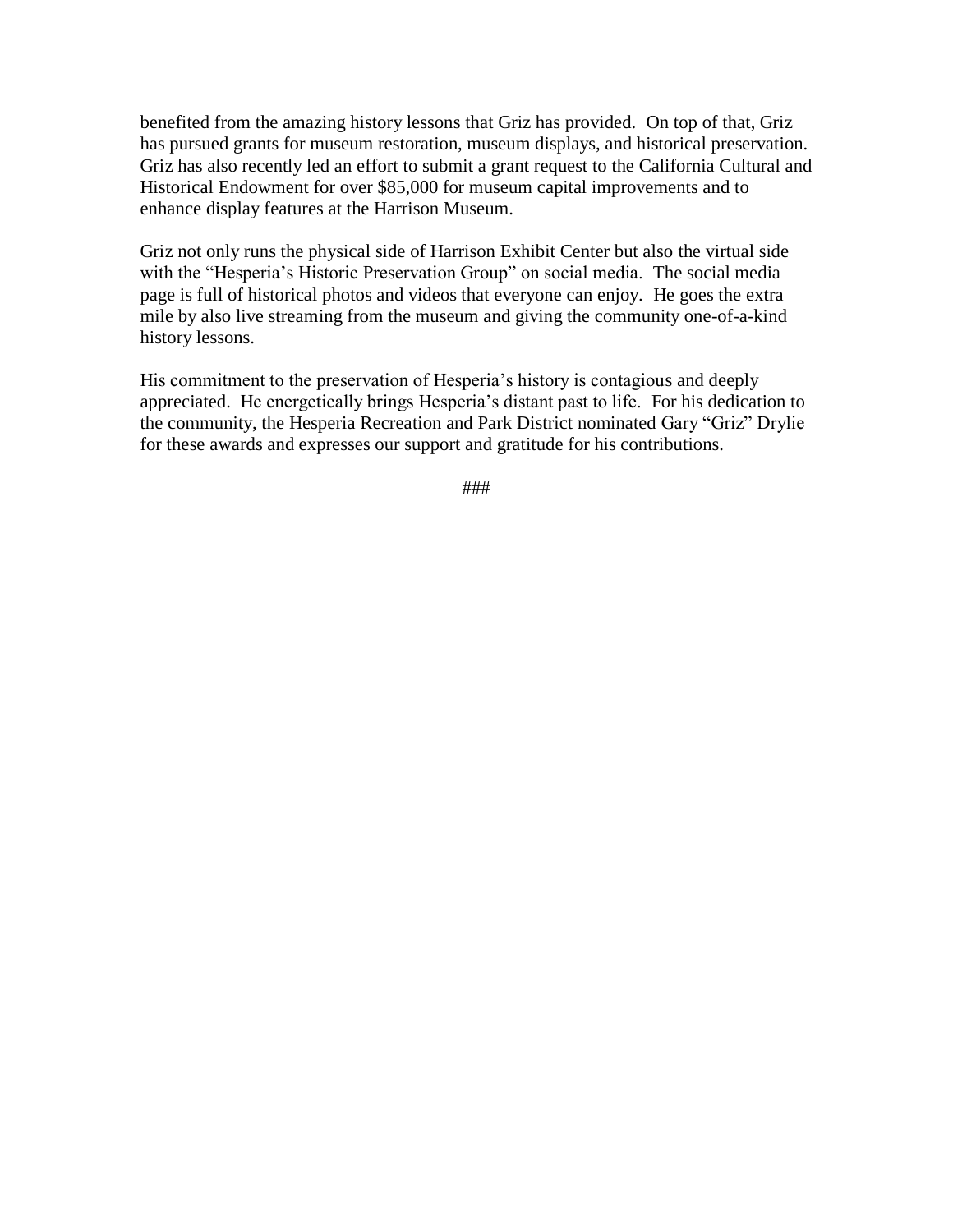benefited from the amazing history lessons that Griz has provided. On top of that, Griz has pursued grants for museum restoration, museum displays, and historical preservation. Griz has also recently led an effort to submit a grant request to the California Cultural and Historical Endowment for over $85,000 for museum capital improvements and to enhance display features at the Harrison Museum.

Griz not only runs the physical side of Harrison Exhibit Center but also the virtual side with the "Hesperia's Historic Preservation Group" on social media. The social media page is full of historical photos and videos that everyone can enjoy. He goes the extra mile by also live streaming from the museum and giving the community one-of-a-kind history lessons.

His commitment to the preservation of Hesperia's history is contagious and deeply appreciated. He energetically brings Hesperia's distant past to life. For his dedication to the community, the Hesperia Recreation and Park District nominated Gary "Griz" Drylie for these awards and expresses our support and gratitude for his contributions.

###